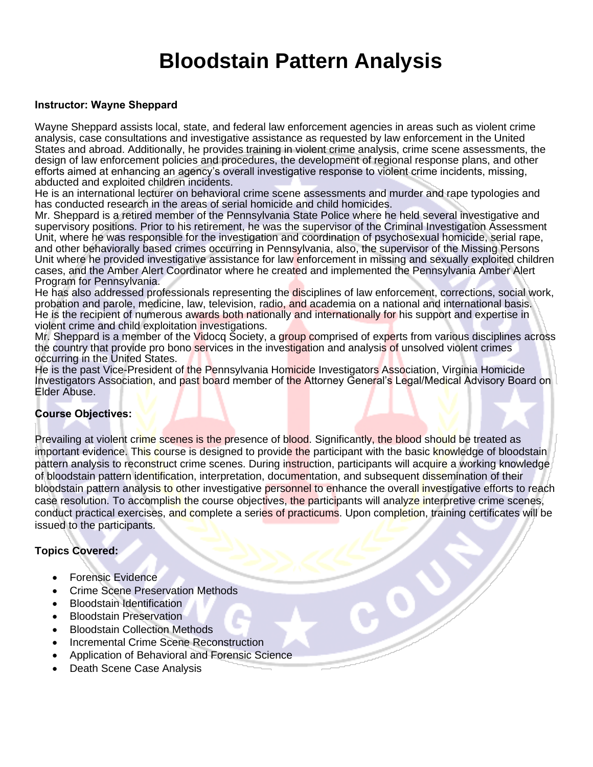# Bloodstain Pattern Analysis

**Instructor: Wayne Sheppard**

Wayne Sheppard assists local, state, and federal law enforcement agencies in areas such as violent crime analysis, case consultations and investigative assistance as requested by law enforcement in the United States and abroad. Additionally, he provides training in violent crime analysis, crime scene assessments, the design of law enforcement policies and procedures, the development of regional response plans, and other efforts aimed at enhancing an agency's overall investigative response to violent crime incidents, missing, abducted and exploited children incidents.

He is an international lecturer on behavioral crime scene assessments and murder and rape typologies and has conducted research in the areas of serial homicide and child homicides.

Mr. Sheppard is a retired member of the Pennsylvania State Police where he held several investigative and supervisory positions. Prior to his retirement, he was the supervisor of the Criminal Investigation Assessment Unit, where he was responsible for the investigation and coordination of psychosexual homicide, serial rape, and other behaviorally based crimes occurring in Pennsylvania, also, the supervisor of the Missing Persons Unit where he provided investigative assistance for law enforcement in missing and sexually exploited children cases, and the Amber Alert Coordinator where he created and implemented the Pennsylvania Amber Alert Program for Pennsylvania.

He has also addressed professionals representing the disciplines of law enforcement, corrections, social work, probation and parole, medicine, law, television, radio, and academia on a national and international basis.

He is the recipient of numerous awards both nationally and internationally for his support and expertise in violent crime and child exploitation investigations.

Mr. Sheppard is a member of the Vidocq Society, a group comprised of experts from various disciplines across the country that provide pro bono services in the investigation and analysis of unsolved violent crimes occurring in the United States.

He is the past Vice-President of the Pennsylvania Homicide Investigators Association, Virginia Homicide Investigators Association, and past board member of the Attorney General's Legal/Medical Advisory Board on Elder Abuse.

**Course Objectives:**

Prevailing at violent crime scenes is the presence of blood. Significantly, the blood should be treated as important evidence. This course is designed to provide the participant with the basic knowledge of bloodstain pattern analysis to reconstruct crime scenes. During instruction, participants will acquire a working knowledge of bloodstain pattern identification, interpretation, documentation, and subsequent dissemination of their bloodstain pattern analysis to other investigative personnel to enhance the overall investigative efforts to reach case resolution. To accomplish the course objectives, the participants will analyze interpretive crime scenes, conduct practical exercises, and complete a series of practicums. Upon completion, training certificates will be issued to the participants.

**Topics Covered:**

- Forensic Evidence
- Crime Scene Preservation Methods
- Bloodstain Identification
- Bloodstain Preservation
- Bloodstain Collection Methods
- Incremental Crime Scene Reconstruction
- Application of Behavioral and Forensic Science
- Death Scene Case Analysis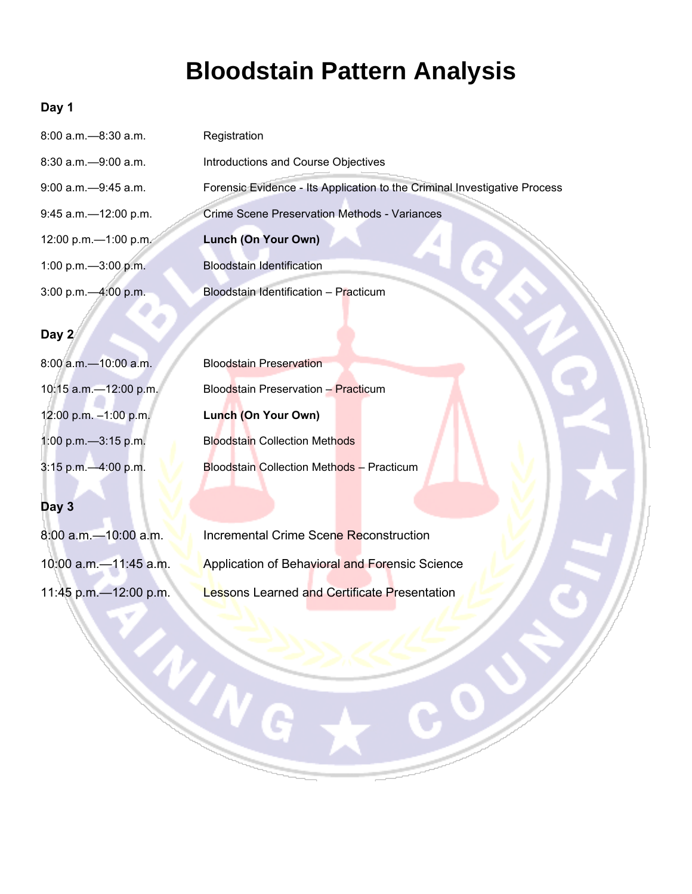# Bloodstain Pattern Analysis

**Day 1**

| | |
|---|---|
| 8:00 a.m.—8:30 a.m. | Registration |
| 8:30 a.m.—9:00 a.m. | Introductions and Course Objectives |
| 9:00 a.m.—9:45 a.m. | Forensic Evidence - Its Application to the Criminal Investigative Process |
| 9:45 a.m.—12:00 p.m. | Crime Scene Preservation Methods - Variances |
| 12:00 p.m.—1:00 p.m. | **Lunch (On Your Own)** |
| 1:00 p.m.—3:00 p.m. | Bloodstain Identification |
| 3:00 p.m.—4:00 p.m. | Bloodstain Identification – Practicum |

**Day 2**

| | |
|---|---|
| 8:00 a.m.—10:00 a.m. | Bloodstain Preservation |
| 10:15 a.m.—12:00 p.m. | Bloodstain Preservation – Practicum |
| 12:00 p.m. –1:00 p.m. | **Lunch (On Your Own)** |
| 1:00 p.m.—3:15 p.m. | Bloodstain Collection Methods |
| 3:15 p.m.—4:00 p.m. | Bloodstain Collection Methods – Practicum |

**Day 3**

| | |
|---|---|
| 8:00 a.m.—10:00 a.m. | Incremental Crime Scene Reconstruction |
| 10:00 a.m.—11:45 a.m. | Application of Behavioral and Forensic Science |
| 11:45 p.m.—12:00 p.m. | Lessons Learned and Certificate Presentation |